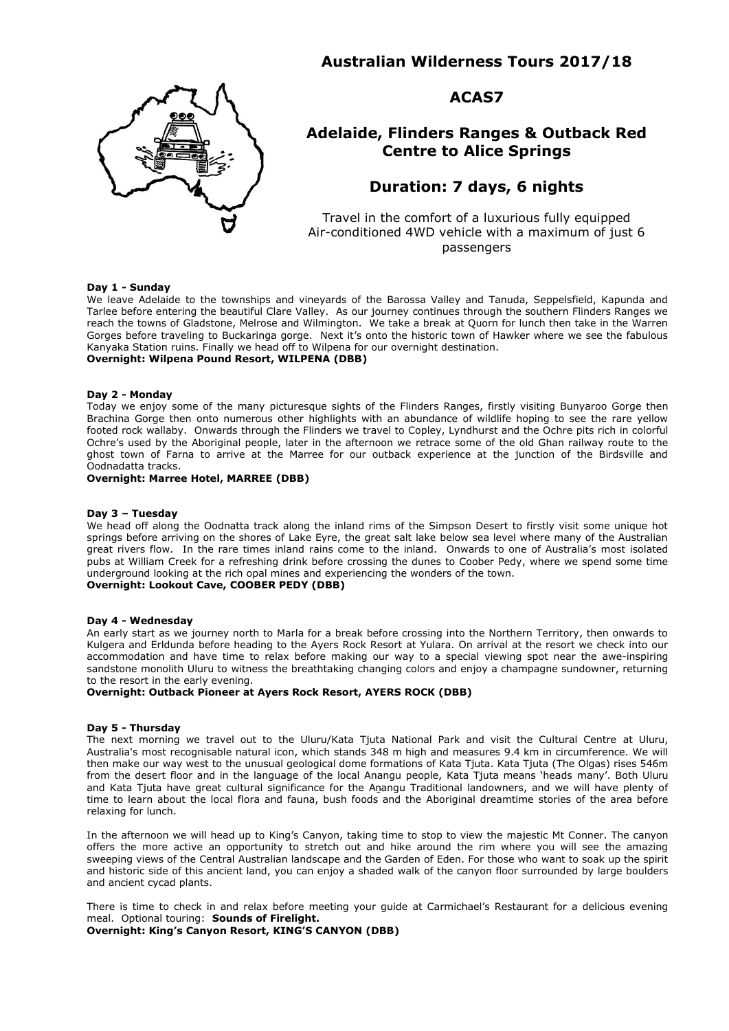# Australian Wilderness Tours 2017/18

## ACAS7

## Adelaide, Flinders Ranges & Outback Red Centre to Alice Springs

## Duration: 7 days, 6 nights

Travel in the comfort of a luxurious fully equipped Air-conditioned 4WD vehicle with a maximum of just 6 passengers

**Day 1 - Sunday**

We leave Adelaide to the townships and vineyards of the Barossa Valley and Tanuda, Seppelsfield, Kapunda and Tarlee before entering the beautiful Clare Valley. As our journey continues through the southern Flinders Ranges we reach the towns of Gladstone, Melrose and Wilmington. We take a break at Quorn for lunch then take in the Warren Gorges before traveling to Buckaringa gorge. Next it's onto the historic town of Hawker where we see the fabulous Kanyaka Station ruins. Finally we head off to Wilpena for our overnight destination.

**Overnight: Wilpena Pound Resort, WILPENA (DBB)**

**Day 2 - Monday**

Today we enjoy some of the many picturesque sights of the Flinders Ranges, firstly visiting Bunyaroo Gorge then Brachina Gorge then onto numerous other highlights with an abundance of wildlife hoping to see the rare yellow footed rock wallaby. Onwards through the Flinders we travel to Copley, Lyndhurst and the Ochre pits rich in colorful Ochre's used by the Aboriginal people, later in the afternoon we retrace some of the old Ghan railway route to the ghost town of Farna to arrive at the Marree for our outback experience at the junction of the Birdsville and Oodnadatta tracks.

**Overnight: Marree Hotel, MARREE (DBB)**

**Day 3 – Tuesday**

We head off along the Oodnatta track along the inland rims of the Simpson Desert to firstly visit some unique hot springs before arriving on the shores of Lake Eyre, the great salt lake below sea level where many of the Australian great rivers flow. In the rare times inland rains come to the inland. Onwards to one of Australia's most isolated pubs at William Creek for a refreshing drink before crossing the dunes to Coober Pedy, where we spend some time underground looking at the rich opal mines and experiencing the wonders of the town.

**Overnight: Lookout Cave, COOBER PEDY (DBB)**

**Day 4 - Wednesday**

An early start as we journey north to Marla for a break before crossing into the Northern Territory, then onwards to Kulgera and Erldunda before heading to the Ayers Rock Resort at Yulara. On arrival at the resort we check into our accommodation and have time to relax before making our way to a special viewing spot near the awe-inspiring sandstone monolith Uluru to witness the breathtaking changing colors and enjoy a champagne sundowner, returning to the resort in the early evening.

**Overnight: Outback Pioneer at Ayers Rock Resort, AYERS ROCK (DBB)**

**Day 5 - Thursday**

The next morning we travel out to the Uluru/Kata Tjuta National Park and visit the Cultural Centre at Uluru, Australia's most recognisable natural icon, which stands 348 m high and measures 9.4 km in circumference. We will then make our way west to the unusual geological dome formations of Kata Tjuta. Kata Tjuta (The Olgas) rises 546m from the desert floor and in the language of the local Anangu people, Kata Tjuta means 'heads many'. Both Uluru and Kata Tjuta have great cultural significance for the Aṉangu Traditional landowners, and we will have plenty of time to learn about the local flora and fauna, bush foods and the Aboriginal dreamtime stories of the area before relaxing for lunch.

In the afternoon we will head up to King's Canyon, taking time to stop to view the majestic Mt Conner. The canyon offers the more active an opportunity to stretch out and hike around the rim where you will see the amazing sweeping views of the Central Australian landscape and the Garden of Eden. For those who want to soak up the spirit and historic side of this ancient land, you can enjoy a shaded walk of the canyon floor surrounded by large boulders and ancient cycad plants.

There is time to check in and relax before meeting your guide at Carmichael's Restaurant for a delicious evening meal. Optional touring: **Sounds of Firelight.**

**Overnight: King's Canyon Resort, KING'S CANYON (DBB)**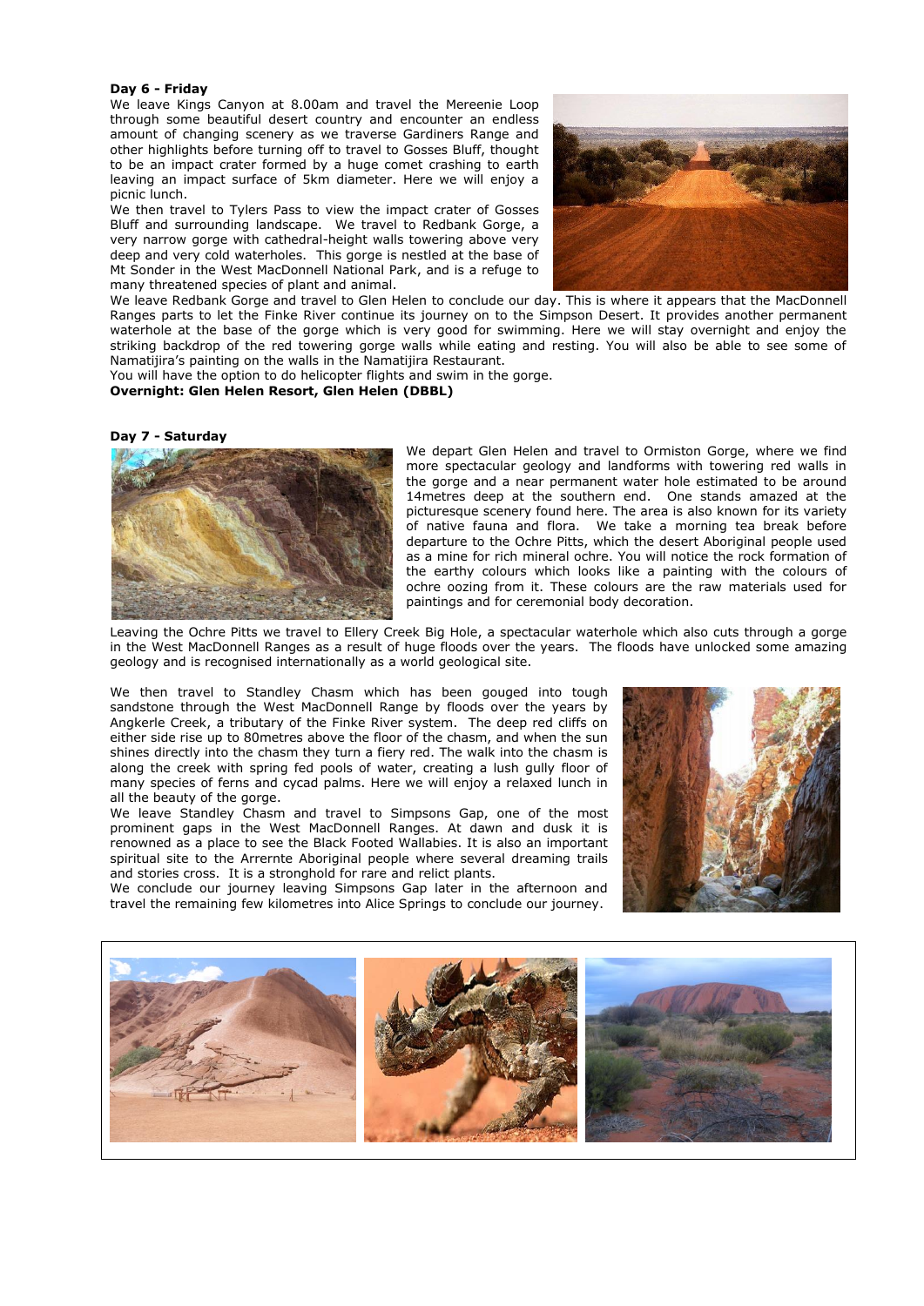**Day 6 - Friday**

We leave Kings Canyon at 8.00am and travel the Mereenie Loop through some beautiful desert country and encounter an endless amount of changing scenery as we traverse Gardiners Range and other highlights before turning off to travel to Gosses Bluff, thought to be an impact crater formed by a huge comet crashing to earth leaving an impact surface of 5km diameter. Here we will enjoy a picnic lunch.

We then travel to Tylers Pass to view the impact crater of Gosses Bluff and surrounding landscape. We travel to Redbank Gorge, a very narrow gorge with cathedral-height walls towering above very deep and very cold waterholes. This gorge is nestled at the base of Mt Sonder in the West MacDonnell National Park, and is a refuge to many threatened species of plant and animal.

We leave Redbank Gorge and travel to Glen Helen to conclude our day. This is where it appears that the MacDonnell Ranges parts to let the Finke River continue its journey on to the Simpson Desert. It provides another permanent waterhole at the base of the gorge which is very good for swimming. Here we will stay overnight and enjoy the striking backdrop of the red towering gorge walls while eating and resting. You will also be able to see some of Namatijira's painting on the walls in the Namatijira Restaurant.

You will have the option to do helicopter flights and swim in the gorge.

**Overnight: Glen Helen Resort, Glen Helen (DBBL)**

**Day 7 - Saturday**

We depart Glen Helen and travel to Ormiston Gorge, where we find more spectacular geology and landforms with towering red walls in the gorge and a near permanent water hole estimated to be around 14metres deep at the southern end. One stands amazed at the picturesque scenery found here. The area is also known for its variety of native fauna and flora. We take a morning tea break before departure to the Ochre Pitts, which the desert Aboriginal people used as a mine for rich mineral ochre. You will notice the rock formation of the earthy colours which looks like a painting with the colours of ochre oozing from it. These colours are the raw materials used for paintings and for ceremonial body decoration.

Leaving the Ochre Pitts we travel to Ellery Creek Big Hole, a spectacular waterhole which also cuts through a gorge in the West MacDonnell Ranges as a result of huge floods over the years. The floods have unlocked some amazing geology and is recognised internationally as a world geological site.

We then travel to Standley Chasm which has been gouged into tough sandstone through the West MacDonnell Range by floods over the years by Angkerle Creek, a tributary of the Finke River system. The deep red cliffs on either side rise up to 80metres above the floor of the chasm, and when the sun shines directly into the chasm they turn a fiery red. The walk into the chasm is along the creek with spring fed pools of water, creating a lush gully floor of many species of ferns and cycad palms. Here we will enjoy a relaxed lunch in all the beauty of the gorge.

We leave Standley Chasm and travel to Simpsons Gap, one of the most prominent gaps in the West MacDonnell Ranges. At dawn and dusk it is renowned as a place to see the Black Footed Wallabies. It is also an important spiritual site to the Arrernte Aboriginal people where several dreaming trails and stories cross. It is a stronghold for rare and relict plants.

We conclude our journey leaving Simpsons Gap later in the afternoon and travel the remaining few kilometres into Alice Springs to conclude our journey.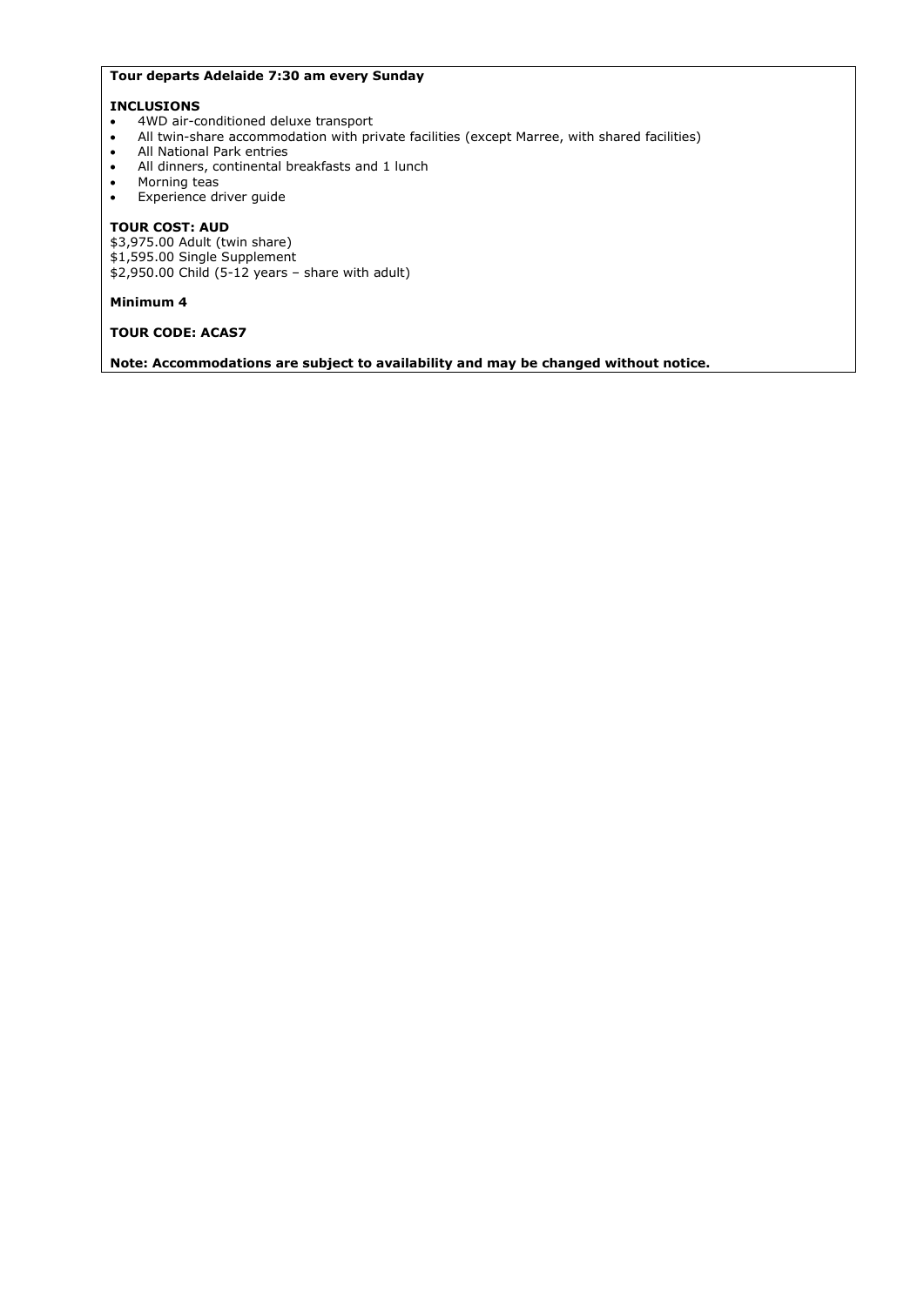**Tour departs Adelaide 7:30 am every Sunday**

**INCLUSIONS**

- 4WD air-conditioned deluxe transport
- All twin-share accommodation with private facilities (except Marree, with shared facilities)
- All National Park entries
- All dinners, continental breakfasts and 1 lunch
- Morning teas
- Experience driver guide

**TOUR COST: AUD**

$3,975.00 Adult (twin share)
$1,595.00 Single Supplement
$2,950.00 Child (5-12 years – share with adult)

**Minimum 4**

**TOUR CODE: ACAS7**

**Note: Accommodations are subject to availability and may be changed without notice.**